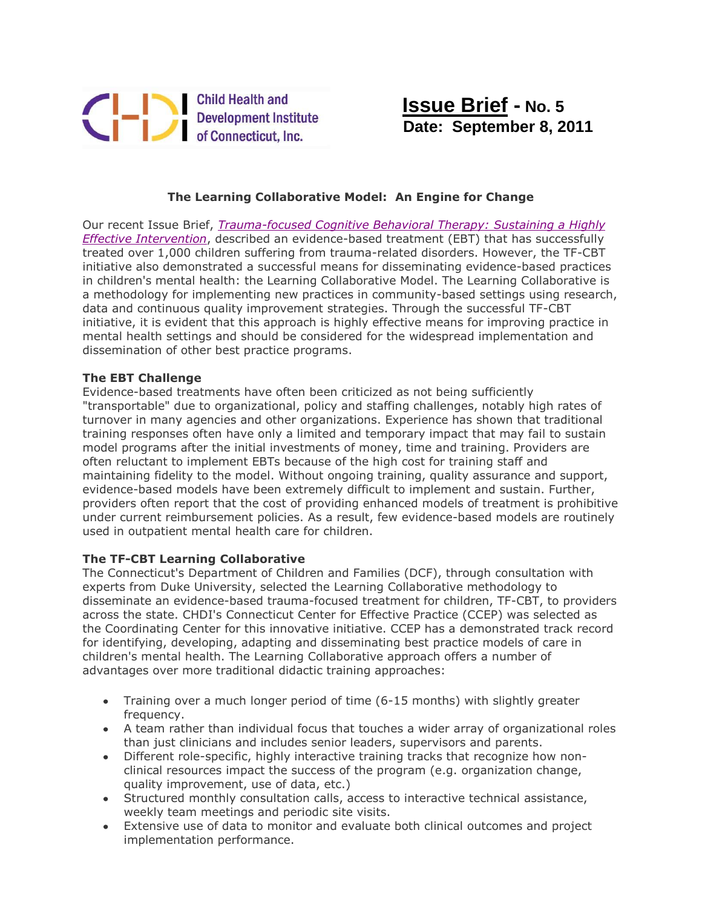Child Health and Development Institute of Connecticut, Inc.

**Issue Brief - No. 5**
**Date: September 8, 2011**

## The Learning Collaborative Model: An Engine for Change

Our recent Issue Brief, *Trauma-focused Cognitive Behavioral Therapy: Sustaining a Highly Effective Intervention*, described an evidence-based treatment (EBT) that has successfully treated over 1,000 children suffering from trauma-related disorders. However, the TF-CBT initiative also demonstrated a successful means for disseminating evidence-based practices in children's mental health: the Learning Collaborative Model. The Learning Collaborative is a methodology for implementing new practices in community-based settings using research, data and continuous quality improvement strategies. Through the successful TF-CBT initiative, it is evident that this approach is highly effective means for improving practice in mental health settings and should be considered for the widespread implementation and dissemination of other best practice programs.

### The EBT Challenge

Evidence-based treatments have often been criticized as not being sufficiently "transportable" due to organizational, policy and staffing challenges, notably high rates of turnover in many agencies and other organizations. Experience has shown that traditional training responses often have only a limited and temporary impact that may fail to sustain model programs after the initial investments of money, time and training. Providers are often reluctant to implement EBTs because of the high cost for training staff and maintaining fidelity to the model. Without ongoing training, quality assurance and support, evidence-based models have been extremely difficult to implement and sustain. Further, providers often report that the cost of providing enhanced models of treatment is prohibitive under current reimbursement policies. As a result, few evidence-based models are routinely used in outpatient mental health care for children.

### The TF-CBT Learning Collaborative

The Connecticut's Department of Children and Families (DCF), through consultation with experts from Duke University, selected the Learning Collaborative methodology to disseminate an evidence-based trauma-focused treatment for children, TF-CBT, to providers across the state. CHDI's Connecticut Center for Effective Practice (CCEP) was selected as the Coordinating Center for this innovative initiative. CCEP has a demonstrated track record for identifying, developing, adapting and disseminating best practice models of care in children's mental health. The Learning Collaborative approach offers a number of advantages over more traditional didactic training approaches:

- Training over a much longer period of time (6-15 months) with slightly greater frequency.
- A team rather than individual focus that touches a wider array of organizational roles than just clinicians and includes senior leaders, supervisors and parents.
- Different role-specific, highly interactive training tracks that recognize how non-clinical resources impact the success of the program (e.g. organization change, quality improvement, use of data, etc.)
- Structured monthly consultation calls, access to interactive technical assistance, weekly team meetings and periodic site visits.
- Extensive use of data to monitor and evaluate both clinical outcomes and project implementation performance.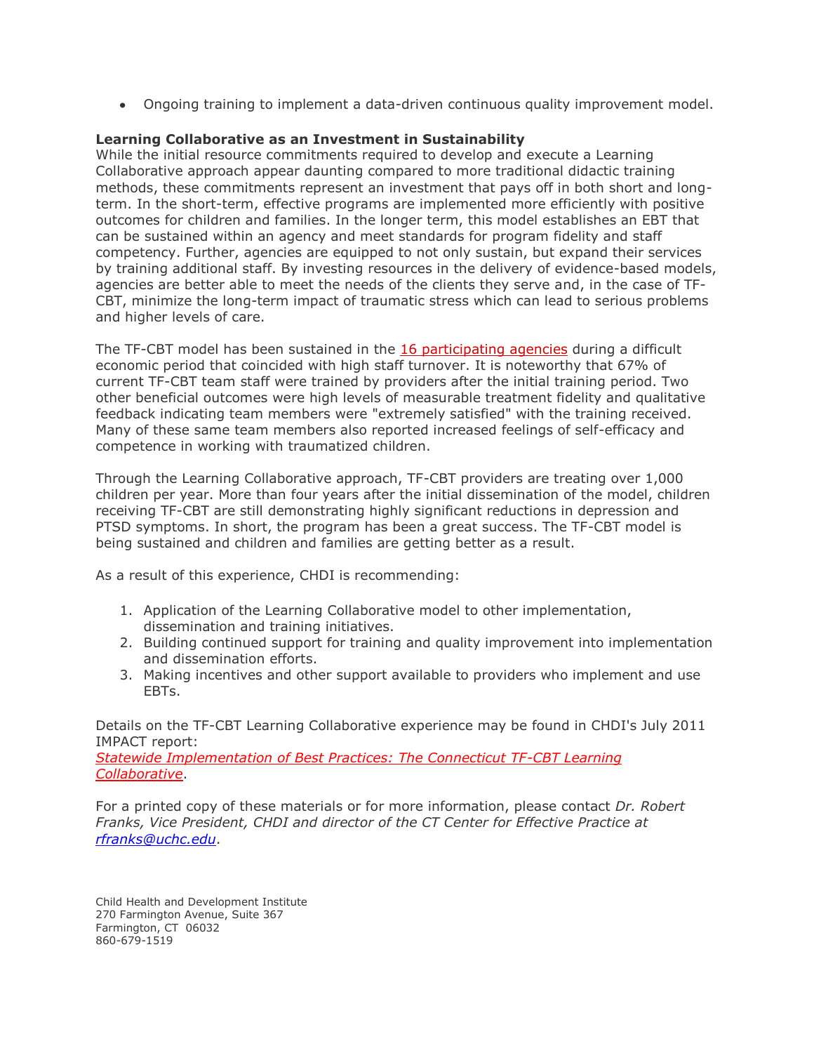- Ongoing training to implement a data-driven continuous quality improvement model.

**Learning Collaborative as an Investment in Sustainability**

While the initial resource commitments required to develop and execute a Learning Collaborative approach appear daunting compared to more traditional didactic training methods, these commitments represent an investment that pays off in both short and long-term. In the short-term, effective programs are implemented more efficiently with positive outcomes for children and families. In the longer term, this model establishes an EBT that can be sustained within an agency and meet standards for program fidelity and staff competency. Further, agencies are equipped to not only sustain, but expand their services by training additional staff. By investing resources in the delivery of evidence-based models, agencies are better able to meet the needs of the clients they serve and, in the case of TF-CBT, minimize the long-term impact of traumatic stress which can lead to serious problems and higher levels of care.

The TF-CBT model has been sustained in the 16 participating agencies during a difficult economic period that coincided with high staff turnover. It is noteworthy that 67% of current TF-CBT team staff were trained by providers after the initial training period. Two other beneficial outcomes were high levels of measurable treatment fidelity and qualitative feedback indicating team members were "extremely satisfied" with the training received. Many of these same team members also reported increased feelings of self-efficacy and competence in working with traumatized children.

Through the Learning Collaborative approach, TF-CBT providers are treating over 1,000 children per year. More than four years after the initial dissemination of the model, children receiving TF-CBT are still demonstrating highly significant reductions in depression and PTSD symptoms. In short, the program has been a great success. The TF-CBT model is being sustained and children and families are getting better as a result.

As a result of this experience, CHDI is recommending:

1. Application of the Learning Collaborative model to other implementation, dissemination and training initiatives.
2. Building continued support for training and quality improvement into implementation and dissemination efforts.
3. Making incentives and other support available to providers who implement and use EBTs.

Details on the TF-CBT Learning Collaborative experience may be found in CHDI's July 2011 IMPACT report:
*Statewide Implementation of Best Practices: The Connecticut TF-CBT Learning Collaborative*.

For a printed copy of these materials or for more information, please contact *Dr. Robert Franks, Vice President, CHDI and director of the CT Center for Effective Practice at rfranks@uchc.edu*.

Child Health and Development Institute
270 Farmington Avenue, Suite 367
Farmington, CT 06032
860-679-1519